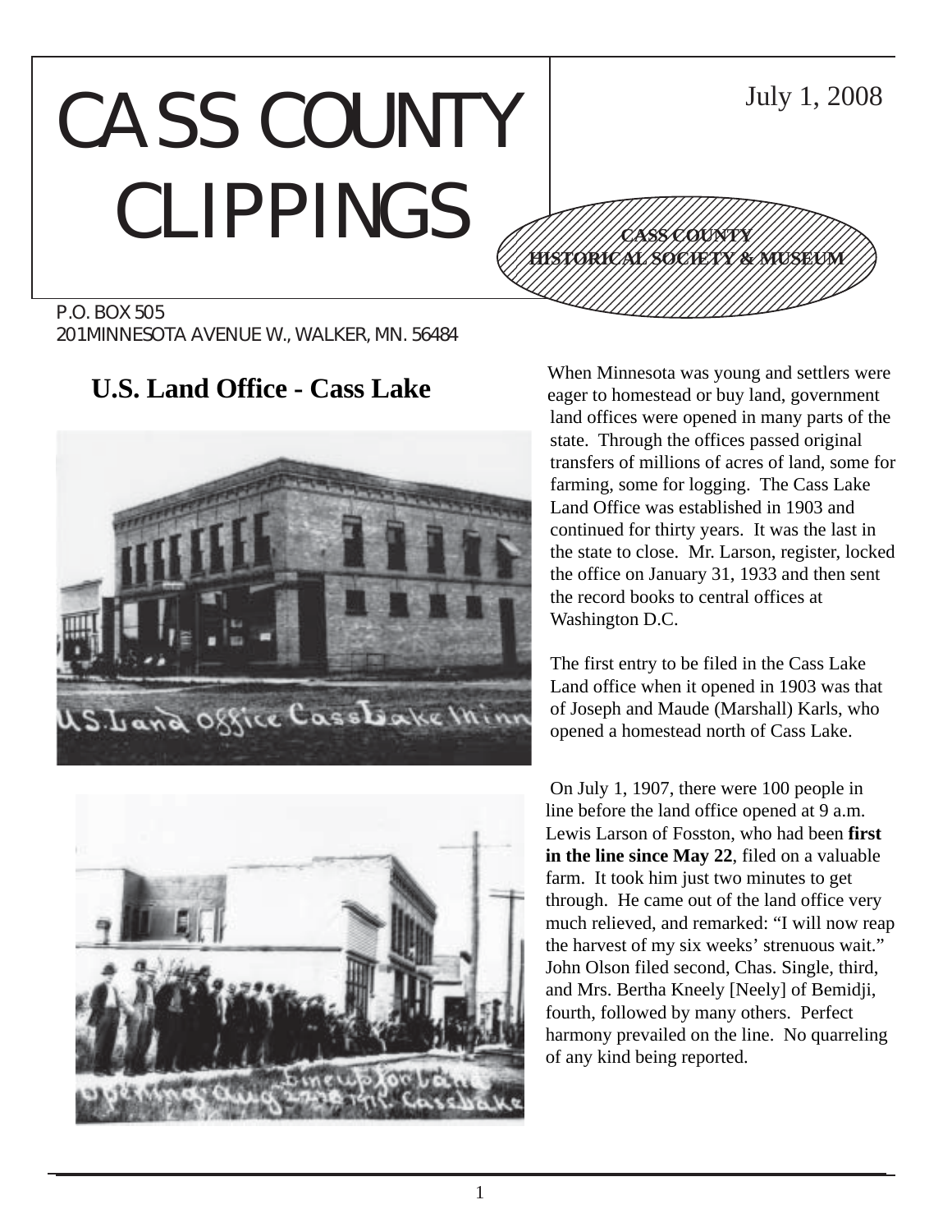# CASS COUNTY CLIPPINGS

July 1, 2008

**CASS COUNTY HISTORICAL SOCIETY & MUSEUM**

P.O. BOX 505
201 MINNESOTA AVENUE W., WALKER, MN. 56484

## U.S. Land Office - Cass Lake

When Minnesota was young and settlers were eager to homestead or buy land, government land offices were opened in many parts of the state. Through the offices passed original transfers of millions of acres of land, some for farming, some for logging. The Cass Lake Land Office was established in 1903 and continued for thirty years. It was the last in the state to close. Mr. Larson, register, locked the office on January 31, 1933 and then sent the record books to central offices at Washington D.C.

The first entry to be filed in the Cass Lake Land office when it opened in 1903 was that of Joseph and Maude (Marshall) Karls, who opened a homestead north of Cass Lake.

On July 1, 1907, there were 100 people in line before the land office opened at 9 a.m. Lewis Larson of Fosston, who had been **first in the line since May 22**, filed on a valuable farm. It took him just two minutes to get through. He came out of the land office very much relieved, and remarked: "I will now reap the harvest of my six weeks' strenuous wait." John Olson filed second, Chas. Single, third, and Mrs. Bertha Kneely [Neely] of Bemidji, fourth, followed by many others. Perfect harmony prevailed on the line. No quarreling of any kind being reported.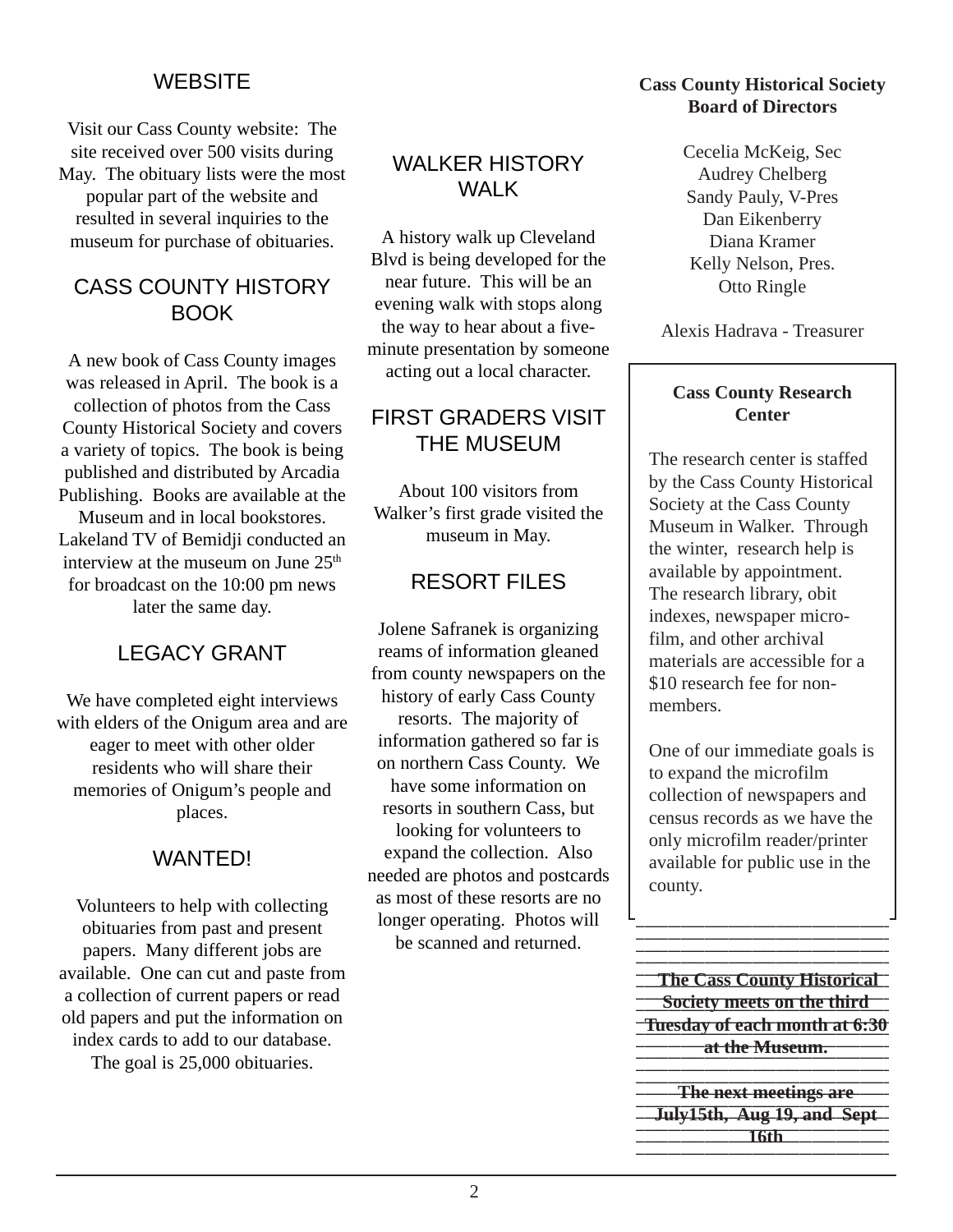## WEBSITE

Visit our Cass County website: The site received over 500 visits during May. The obituary lists were the most popular part of the website and resulted in several inquiries to the museum for purchase of obituaries.

## CASS COUNTY HISTORY BOOK

A new book of Cass County images was released in April. The book is a collection of photos from the Cass County Historical Society and covers a variety of topics. The book is being published and distributed by Arcadia Publishing. Books are available at the Museum and in local bookstores. Lakeland TV of Bemidji conducted an interview at the museum on June 25th for broadcast on the 10:00 pm news later the same day.

## LEGACY GRANT

We have completed eight interviews with elders of the Onigum area and are eager to meet with other older residents who will share their memories of Onigum's people and places.

## WANTED!

Volunteers to help with collecting obituaries from past and present papers. Many different jobs are available. One can cut and paste from a collection of current papers or read old papers and put the information on index cards to add to our database. The goal is 25,000 obituaries.

## WALKER HISTORY WALK

A history walk up Cleveland Blvd is being developed for the near future. This will be an evening walk with stops along the way to hear about a five-minute presentation by someone acting out a local character.

## FIRST GRADERS VISIT THE MUSEUM

About 100 visitors from Walker's first grade visited the museum in May.

## RESORT FILES

Jolene Safranek is organizing reams of information gleaned from county newspapers on the history of early Cass County resorts. The majority of information gathered so far is on northern Cass County. We have some information on resorts in southern Cass, but looking for volunteers to expand the collection. Also needed are photos and postcards as most of these resorts are no longer operating. Photos will be scanned and returned.

**Cass County Historical Society Board of Directors**

Cecelia McKeig, Sec
Audrey Chelberg
Sandy Pauly, V-Pres
Dan Eikenberry
Diana Kramer
Kelly Nelson, Pres.
Otto Ringle

Alexis Hadrava - Treasurer

**Cass County Research Center**

The research center is staffed by the Cass County Historical Society at the Cass County Museum in Walker. Through the winter, research help is available by appointment. The research library, obit indexes, newspaper micro-film, and other archival materials are accessible for a $10 research fee for non-members.

One of our immediate goals is to expand the microfilm collection of newspapers and census records as we have the only microfilm reader/printer available for public use in the county.

**The Cass County Historical Society meets on the third Tuesday of each month at 6:30 at the Museum.**

**The next meetings are July15th, Aug 19, and Sept 16th**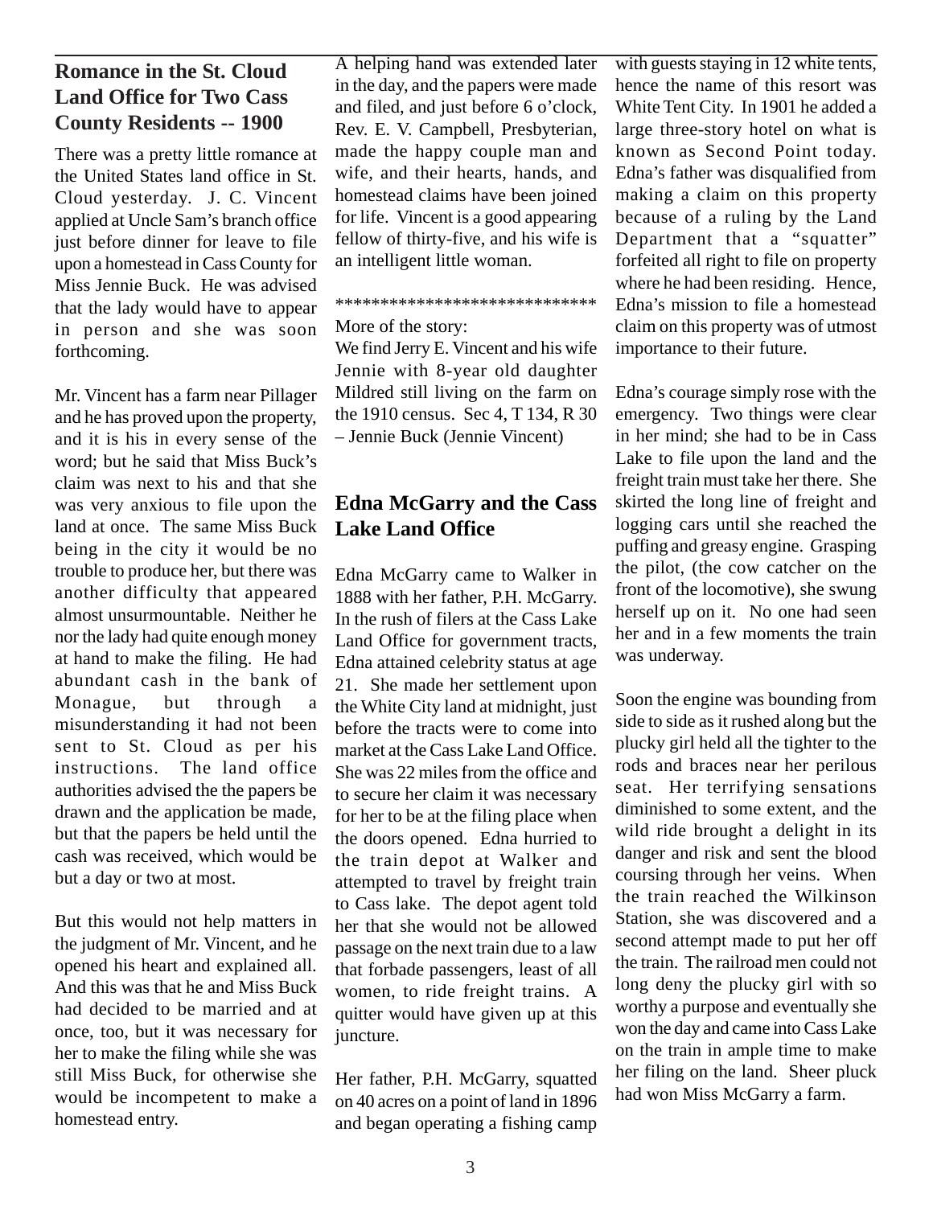## Romance in the St. Cloud Land Office for Two Cass County Residents -- 1900

There was a pretty little romance at the United States land office in St. Cloud yesterday. J. C. Vincent applied at Uncle Sam's branch office just before dinner for leave to file upon a homestead in Cass County for Miss Jennie Buck. He was advised that the lady would have to appear in person and she was soon forthcoming.

Mr. Vincent has a farm near Pillager and he has proved upon the property, and it is his in every sense of the word; but he said that Miss Buck's claim was next to his and that she was very anxious to file upon the land at once. The same Miss Buck being in the city it would be no trouble to produce her, but there was another difficulty that appeared almost unsurmountable. Neither he nor the lady had quite enough money at hand to make the filing. He had abundant cash in the bank of Monague, but through a misunderstanding it had not been sent to St. Cloud as per his instructions. The land office authorities advised the the papers be drawn and the application be made, but that the papers be held until the cash was received, which would be but a day or two at most.

But this would not help matters in the judgment of Mr. Vincent, and he opened his heart and explained all. And this was that he and Miss Buck had decided to be married and at once, too, but it was necessary for her to make the filing while she was still Miss Buck, for otherwise she would be incompetent to make a homestead entry.

A helping hand was extended later in the day, and the papers were made and filed, and just before 6 o'clock, Rev. E. V. Campbell, Presbyterian, made the happy couple man and wife, and their hearts, hands, and homestead claims have been joined for life. Vincent is a good appearing fellow of thirty-five, and his wife is an intelligent little woman.

*****************************

More of the story:
We find Jerry E. Vincent and his wife Jennie with 8-year old daughter Mildred still living on the farm on the 1910 census. Sec 4, T 134, R 30 – Jennie Buck (Jennie Vincent)

## Edna McGarry and the Cass Lake Land Office

Edna McGarry came to Walker in 1888 with her father, P.H. McGarry. In the rush of filers at the Cass Lake Land Office for government tracts, Edna attained celebrity status at age 21. She made her settlement upon the White City land at midnight, just before the tracts were to come into market at the Cass Lake Land Office. She was 22 miles from the office and to secure her claim it was necessary for her to be at the filing place when the doors opened. Edna hurried to the train depot at Walker and attempted to travel by freight train to Cass lake. The depot agent told her that she would not be allowed passage on the next train due to a law that forbade passengers, least of all women, to ride freight trains. A quitter would have given up at this juncture.

Her father, P.H. McGarry, squatted on 40 acres on a point of land in 1896 and began operating a fishing camp with guests staying in 12 white tents, hence the name of this resort was White Tent City. In 1901 he added a large three-story hotel on what is known as Second Point today. Edna's father was disqualified from making a claim on this property because of a ruling by the Land Department that a "squatter" forfeited all right to file on property where he had been residing. Hence, Edna's mission to file a homestead claim on this property was of utmost importance to their future.

Edna's courage simply rose with the emergency. Two things were clear in her mind; she had to be in Cass Lake to file upon the land and the freight train must take her there. She skirted the long line of freight and logging cars until she reached the puffing and greasy engine. Grasping the pilot, (the cow catcher on the front of the locomotive), she swung herself up on it. No one had seen her and in a few moments the train was underway.

Soon the engine was bounding from side to side as it rushed along but the plucky girl held all the tighter to the rods and braces near her perilous seat. Her terrifying sensations diminished to some extent, and the wild ride brought a delight in its danger and risk and sent the blood coursing through her veins. When the train reached the Wilkinson Station, she was discovered and a second attempt made to put her off the train. The railroad men could not long deny the plucky girl with so worthy a purpose and eventually she won the day and came into Cass Lake on the train in ample time to make her filing on the land. Sheer pluck had won Miss McGarry a farm.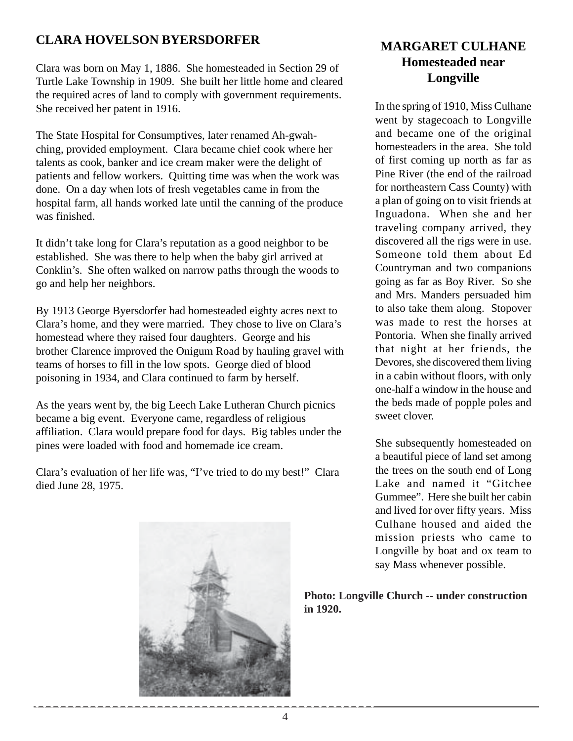## CLARA HOVELSON BYERSDORFER

Clara was born on May 1, 1886. She homesteaded in Section 29 of Turtle Lake Township in 1909. She built her little home and cleared the required acres of land to comply with government requirements. She received her patent in 1916.

The State Hospital for Consumptives, later renamed Ah-gwah-ching, provided employment. Clara became chief cook where her talents as cook, banker and ice cream maker were the delight of patients and fellow workers. Quitting time was when the work was done. On a day when lots of fresh vegetables came in from the hospital farm, all hands worked late until the canning of the produce was finished.

It didn't take long for Clara's reputation as a good neighbor to be established. She was there to help when the baby girl arrived at Conklin's. She often walked on narrow paths through the woods to go and help her neighbors.

By 1913 George Byersdorfer had homesteaded eighty acres next to Clara's home, and they were married. They chose to live on Clara's homestead where they raised four daughters. George and his brother Clarence improved the Onigum Road by hauling gravel with teams of horses to fill in the low spots. George died of blood poisoning in 1934, and Clara continued to farm by herself.

As the years went by, the big Leech Lake Lutheran Church picnics became a big event. Everyone came, regardless of religious affiliation. Clara would prepare food for days. Big tables under the pines were loaded with food and homemade ice cream.

Clara's evaluation of her life was, "I've tried to do my best!" Clara died June 28, 1975.

## MARGARET CULHANE
### Homesteaded near Longville

In the spring of 1910, Miss Culhane went by stagecoach to Longville and became one of the original homesteaders in the area. She told of first coming up north as far as Pine River (the end of the railroad for northeastern Cass County) with a plan of going on to visit friends at Inguadona. When she and her traveling company arrived, they discovered all the rigs were in use. Someone told them about Ed Countryman and two companions going as far as Boy River. So she and Mrs. Manders persuaded him to also take them along. Stopover was made to rest the horses at Pontoria. When she finally arrived that night at her friends, the Devores, she discovered them living in a cabin without floors, with only one-half a window in the house and the beds made of popple poles and sweet clover.

She subsequently homesteaded on a beautiful piece of land set among the trees on the south end of Long Lake and named it "Gitchee Gummee". Here she built her cabin and lived for over fifty years. Miss Culhane housed and aided the mission priests who came to Longville by boat and ox team to say Mass whenever possible.

**Photo: Longville Church -- under construction in 1920.**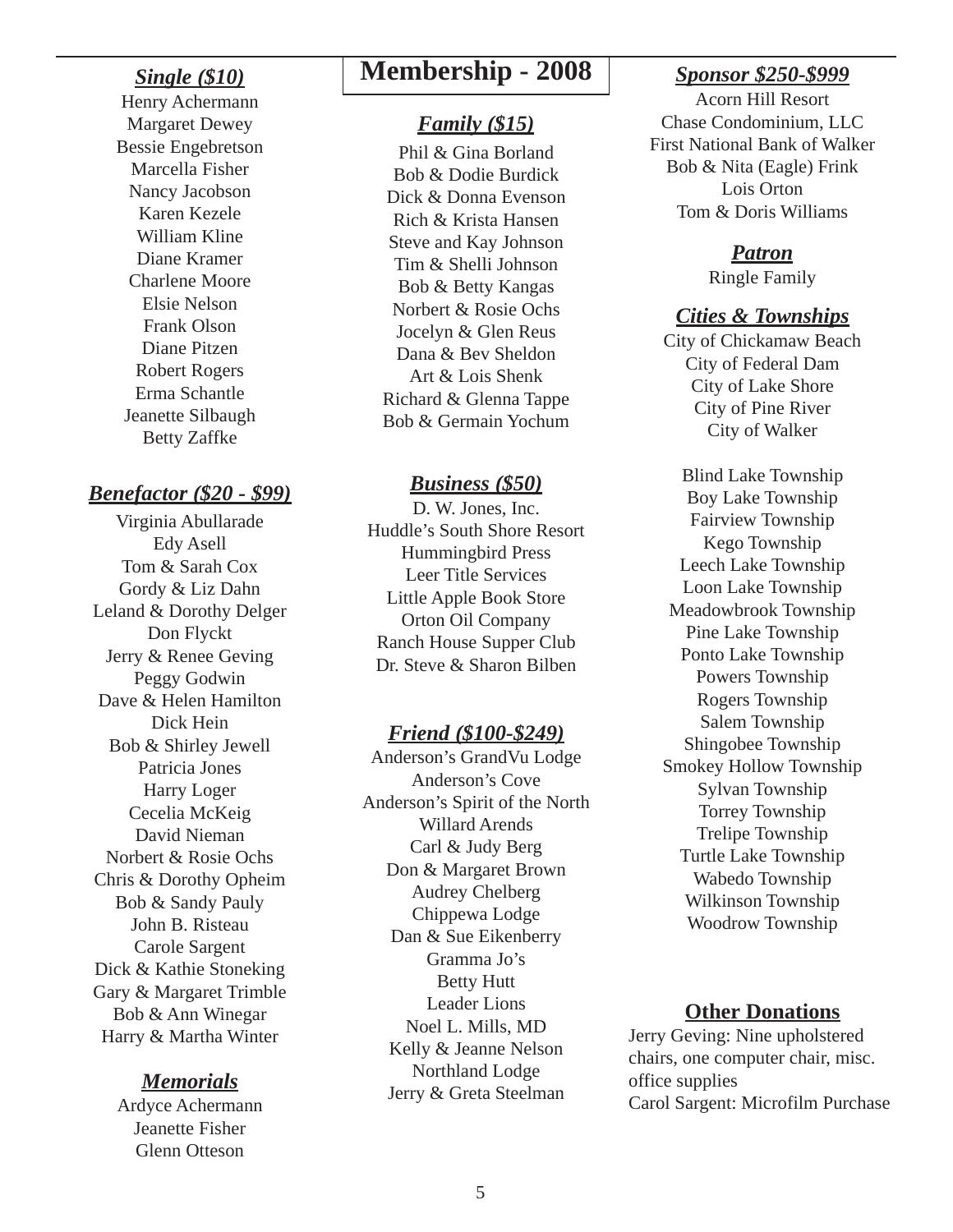# Membership - 2008

### *Single ($10)*

Henry Achermann
Margaret Dewey
Bessie Engebretson
Marcella Fisher
Nancy Jacobson
Karen Kezele
William Kline
Diane Kramer
Charlene Moore
Elsie Nelson
Frank Olson
Diane Pitzen
Robert Rogers
Erma Schantle
Jeanette Silbaugh
Betty Zaffke

### *Benefactor ($20 - $99)*

Virginia Abullarade
Edy Asell
Tom & Sarah Cox
Gordy & Liz Dahn
Leland & Dorothy Delger
Don Flyckt
Jerry & Renee Geving
Peggy Godwin
Dave & Helen Hamilton
Dick Hein
Bob & Shirley Jewell
Patricia Jones
Harry Loger
Cecelia McKeig
David Nieman
Norbert & Rosie Ochs
Chris & Dorothy Opheim
Bob & Sandy Pauly
John B. Risteau
Carole Sargent
Dick & Kathie Stoneking
Gary & Margaret Trimble
Bob & Ann Winegar
Harry & Martha Winter

### *Memorials*

Ardyce Achermann
Jeanette Fisher
Glenn Otteson

### *Family ($15)*

Phil & Gina Borland
Bob & Dodie Burdick
Dick & Donna Evenson
Rich & Krista Hansen
Steve and Kay Johnson
Tim & Shelli Johnson
Bob & Betty Kangas
Norbert & Rosie Ochs
Jocelyn & Glen Reus
Dana & Bev Sheldon
Art & Lois Shenk
Richard & Glenna Tappe
Bob & Germain Yochum

### *Business ($50)*

D. W. Jones, Inc.
Huddle's South Shore Resort
Hummingbird Press
Leer Title Services
Little Apple Book Store
Orton Oil Company
Ranch House Supper Club
Dr. Steve & Sharon Bilben

### *Friend ($100-$249)*

Anderson's GrandVu Lodge
Anderson's Cove
Anderson's Spirit of the North
Willard Arends
Carl & Judy Berg
Don & Margaret Brown
Audrey Chelberg
Chippewa Lodge
Dan & Sue Eikenberry
Gramma Jo's
Betty Hutt
Leader Lions
Noel L. Mills, MD
Kelly & Jeanne Nelson
Northland Lodge
Jerry & Greta Steelman

### *Sponsor $250-$999*

Acorn Hill Resort
Chase Condominium, LLC
First National Bank of Walker
Bob & Nita (Eagle) Frink
Lois Orton
Tom & Doris Williams

### *Patron*

Ringle Family

### *Cities & Townships*

City of Chickamaw Beach
City of Federal Dam
City of Lake Shore
City of Pine River
City of Walker

Blind Lake Township
Boy Lake Township
Fairview Township
Kego Township
Leech Lake Township
Loon Lake Township
Meadowbrook Township
Pine Lake Township
Ponto Lake Township
Powers Township
Rogers Township
Salem Township
Shingobee Township
Smokey Hollow Township
Sylvan Township
Torrey Township
Trelipe Township
Turtle Lake Township
Wabedo Township
Wilkinson Township
Woodrow Township

### Other Donations

Jerry Geving: Nine upholstered chairs, one computer chair, misc. office supplies
Carol Sargent: Microfilm Purchase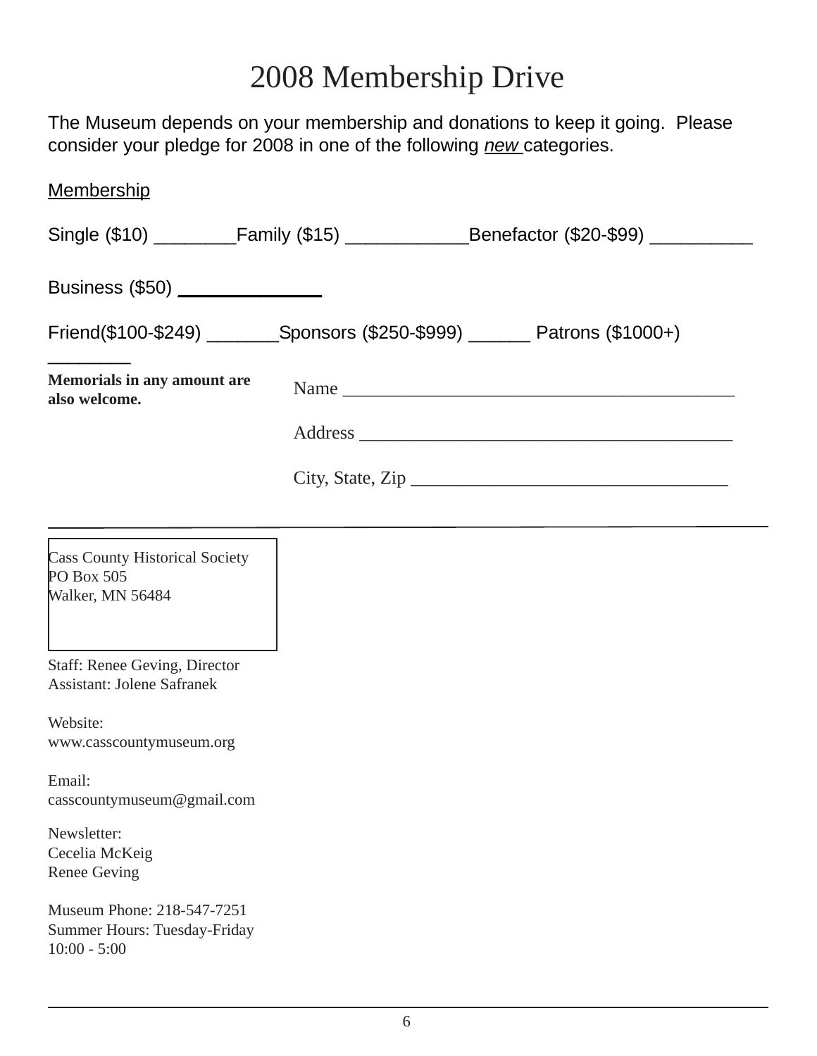# 2008 Membership Drive

The Museum depends on your membership and donations to keep it going. Please consider your pledge for 2008 in one of the following *new* categories.

Membership

Single ($10) ________Family ($15) ____________Benefactor ($20-$99) __________

Business ($50) ______________

Friend($100-$249) _______Sponsors ($250-$999) ______ Patrons ($1000+) _________

**Memorials in any amount are also welcome.**

Name ___________________________________________

Address ________________________________________

City, State, Zip __________________________________

---

Cass County Historical Society
PO Box 505
Walker, MN 56484

Staff: Renee Geving, Director
Assistant: Jolene Safranek

Website:
www.casscountymuseum.org

Email:
casscountymuseum@gmail.com

Newsletter:
Cecelia McKeig
Renee Geving

Museum Phone: 218-547-7251
Summer Hours: Tuesday-Friday
10:00 - 5:00